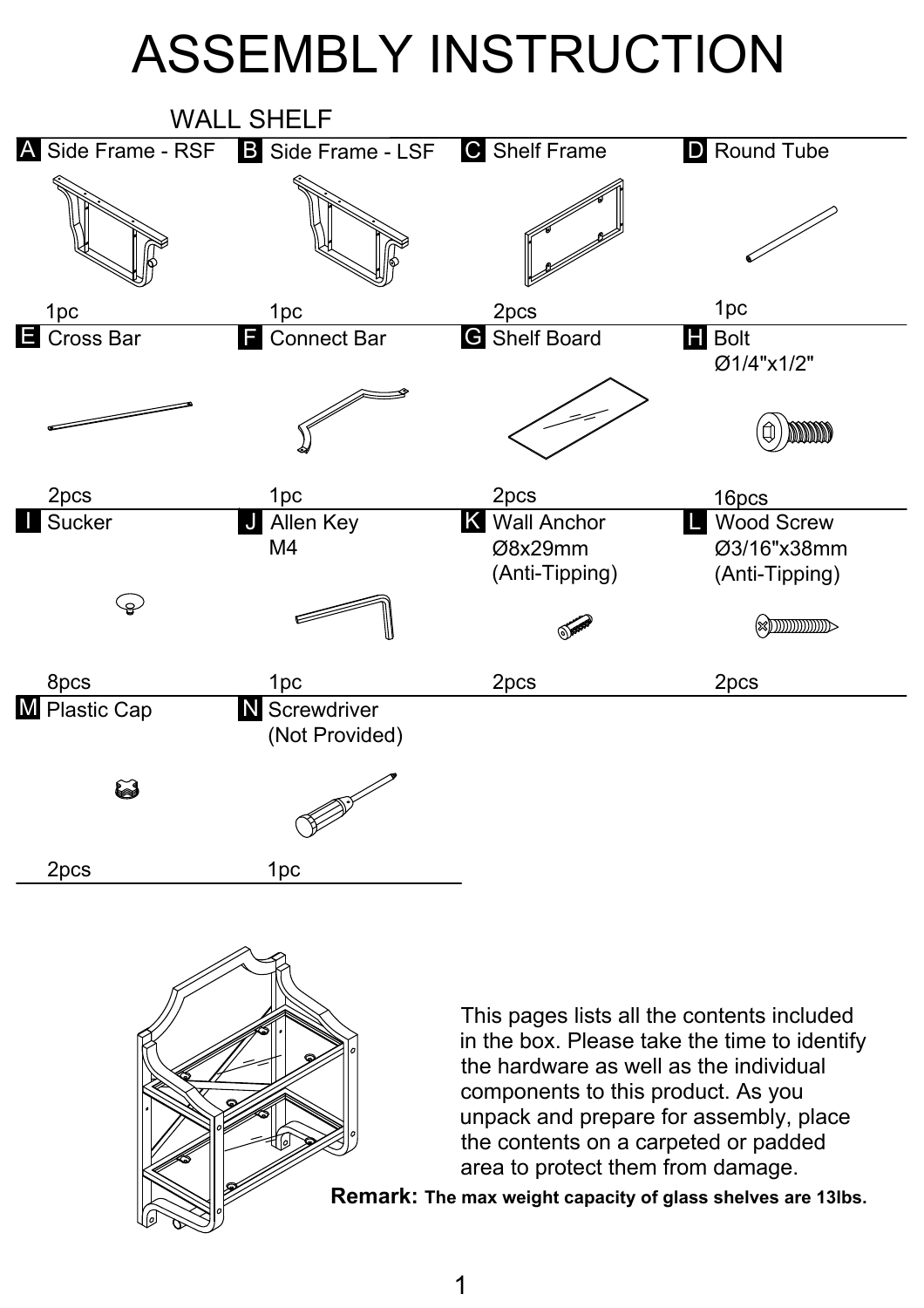# ASSEMBLY INSTRUCTION

## WALL SHELF

| Part | Description | Quantity |
|---|---|---|
| A | Side Frame - RSF | 1pc |
| B | Side Frame - LSF | 1pc |
| C | Shelf Frame | 2pcs |
| D | Round Tube | 1pc |
| E | Cross Bar | 2pcs |
| F | Connect Bar | 1pc |
| G | Shelf Board | 2pcs |
| H | Bolt Ø1/4"x1/2" | 16pcs |
| I | Sucker | 8pcs |
| J | Allen Key M4 | 1pc |
| K | Wall Anchor Ø8x29mm (Anti-Tipping) | 2pcs |
| L | Wood Screw Ø3/16"x38mm (Anti-Tipping) | 2pcs |
| M | Plastic Cap | 2pcs |
| N | Screwdriver (Not Provided) | 1pc |

This pages lists all the contents included in the box. Please take the time to identify the hardware as well as the individual components to this product. As you unpack and prepare for assembly, place the contents on a carpeted or padded area to protect them from damage.

**Remark: The max weight capacity of glass shelves are 13lbs.**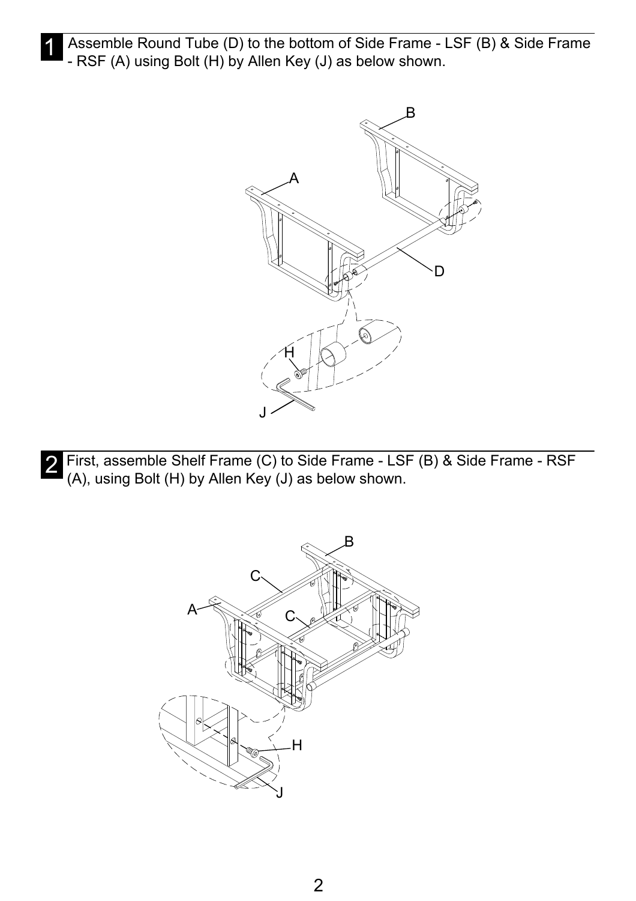**1** Assemble Round Tube (D) to the bottom of Side Frame - LSF (B) & Side Frame - RSF (A) using Bolt (H) by Allen Key (J) as below shown.

**2** First, assemble Shelf Frame (C) to Side Frame - LSF (B) & Side Frame - RSF (A), using Bolt (H) by Allen Key (J) as below shown.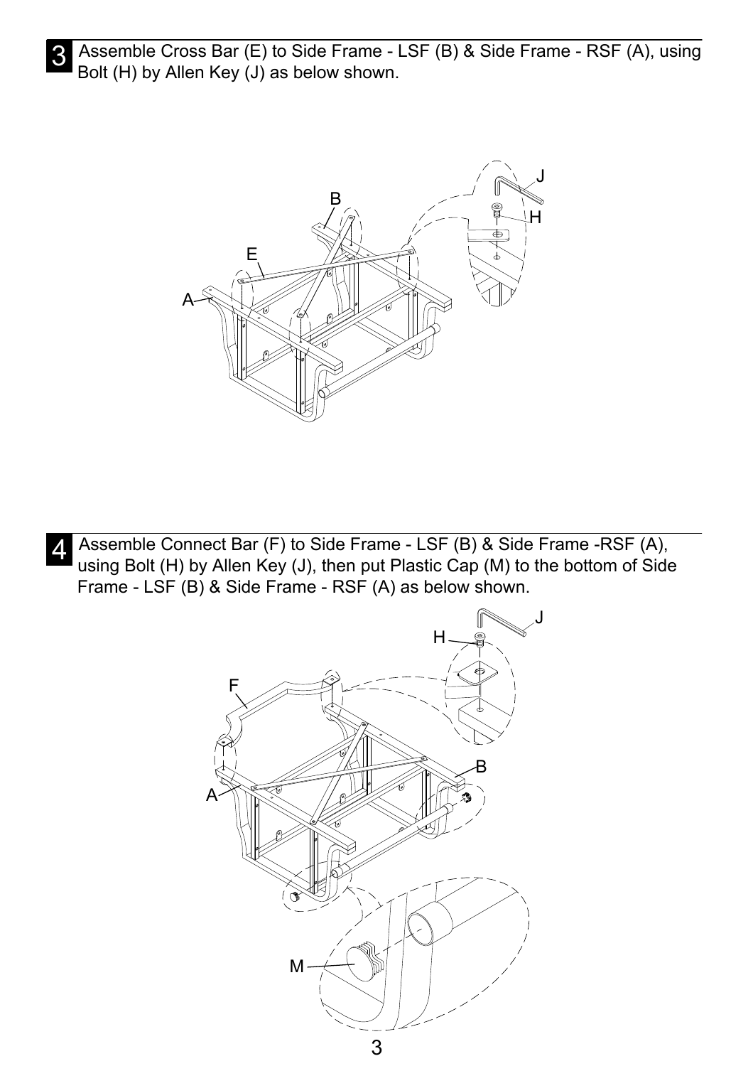**3** Assemble Cross Bar (E) to Side Frame - LSF (B) & Side Frame - RSF (A), using Bolt (H) by Allen Key (J) as below shown.

**4** Assemble Connect Bar (F) to Side Frame - LSF (B) & Side Frame -RSF (A), using Bolt (H) by Allen Key (J), then put Plastic Cap (M) to the bottom of Side Frame - LSF (B) & Side Frame - RSF (A) as below shown.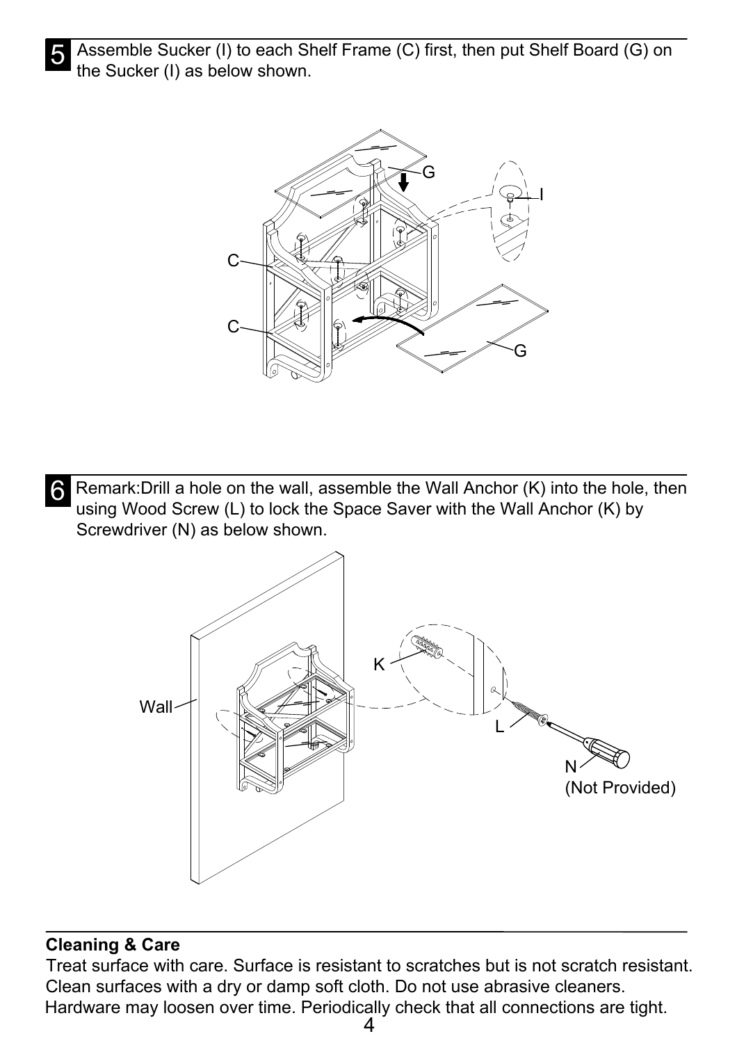**5** Assemble Sucker (I) to each Shelf Frame (C) first, then put Shelf Board (G) on the Sucker (I) as below shown.

G

I

C

C

G

**6** Remark:Drill a hole on the wall, assemble the Wall Anchor (K) into the hole, then using Wood Screw (L) to lock the Space Saver with the Wall Anchor (K) by Screwdriver (N) as below shown.

K

Wall

L

N
(Not Provided)

**Cleaning & Care**

Treat surface with care. Surface is resistant to scratches but is not scratch resistant. Clean surfaces with a dry or damp soft cloth. Do not use abrasive cleaners. Hardware may loosen over time. Periodically check that all connections are tight.